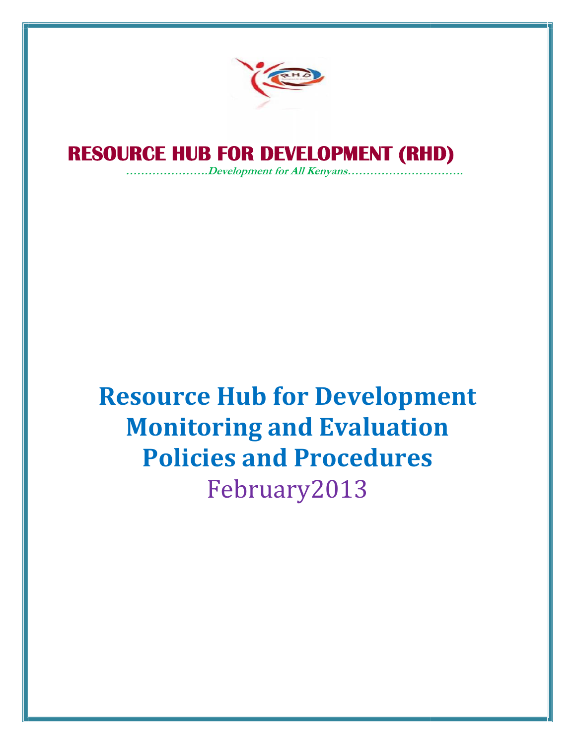# RESOURCE HUB FOR DEVELOPMENT (RHD)

***…………………Development for All Kenyans…………………………***

# Resource Hub for Development Monitoring and Evaluation Policies and Procedures

February2013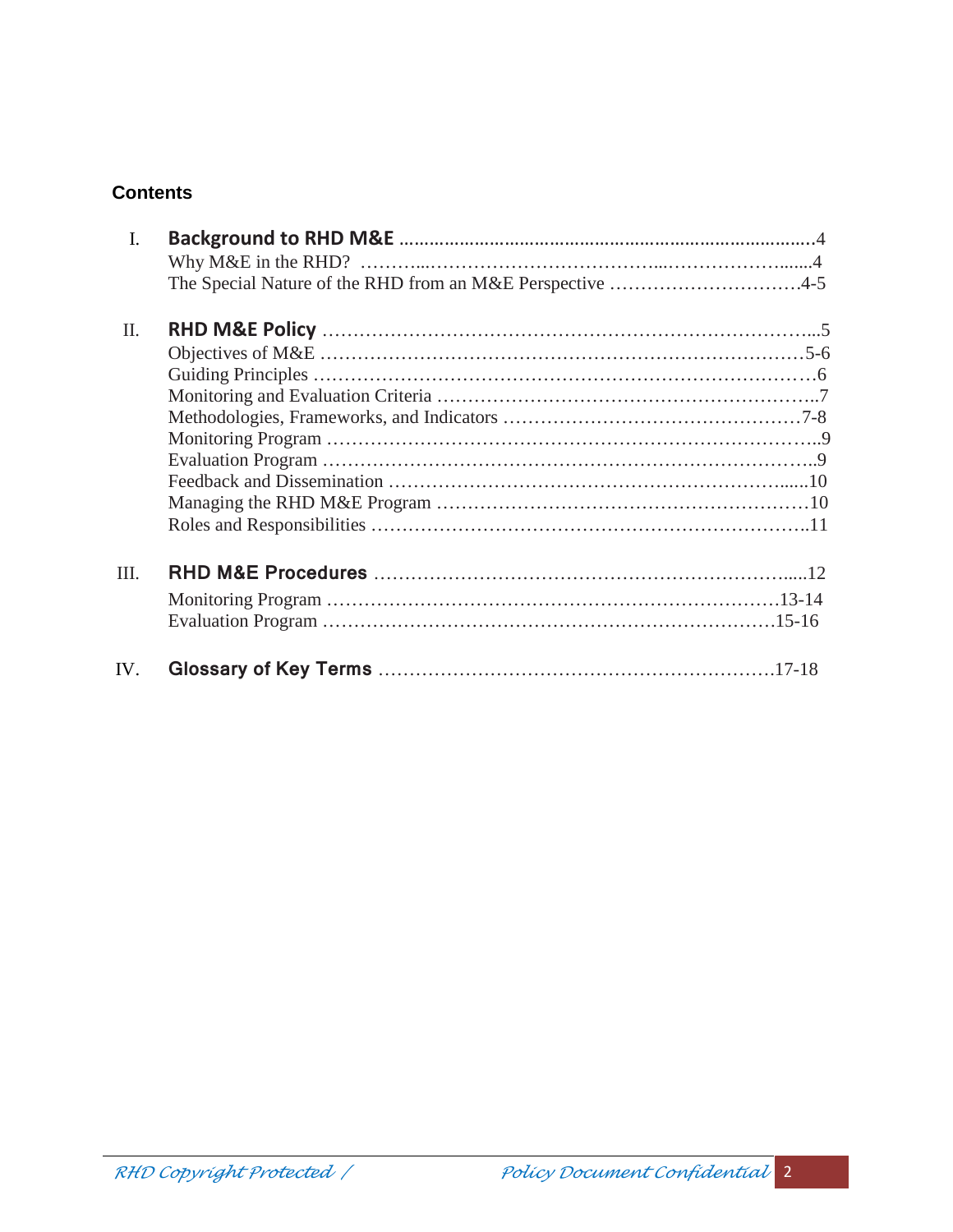## Contents

I. **Background to RHD M&E** ....................................................................................4
- Why M&E in the RHD? ...........................................................................................4
- The Special Nature of the RHD from an M&E Perspective ...............................4-5

II. **RHD M&E Policy** ..........................................................................................5
- Objectives of M&E ................................................................................................5-6
- Guiding Principles ...................................................................................................6
- Monitoring and Evaluation Criteria ...........................................................................7
- Methodologies, Frameworks, and Indicators .........................................................7-8
- Monitoring Program ..................................................................................................9
- Evaluation Program ...................................................................................................9
- Feedback and Dissemination ....................................................................................10
- Managing the RHD M&E Program ..........................................................................10
- Roles and Responsibilities ........................................................................................11

III. **RHD M&E Procedures** ....................................................................................12
- Monitoring Program ..............................................................................................13-14
- Evaluation Program ...............................................................................................15-16

IV. **Glossary of Key Terms** ..................................................................................17-18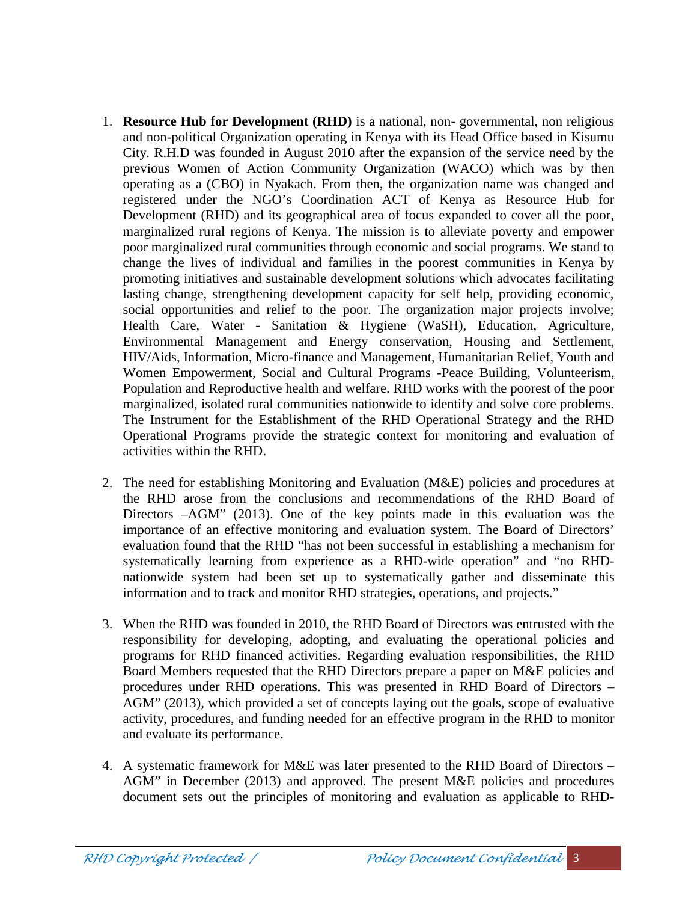1. **Resource Hub for Development (RHD)** is a national, non- governmental, non religious and non-political Organization operating in Kenya with its Head Office based in Kisumu City. R.H.D was founded in August 2010 after the expansion of the service need by the previous Women of Action Community Organization (WACO) which was by then operating as a (CBO) in Nyakach. From then, the organization name was changed and registered under the NGO's Coordination ACT of Kenya as Resource Hub for Development (RHD) and its geographical area of focus expanded to cover all the poor, marginalized rural regions of Kenya. The mission is to alleviate poverty and empower poor marginalized rural communities through economic and social programs. We stand to change the lives of individual and families in the poorest communities in Kenya by promoting initiatives and sustainable development solutions which advocates facilitating lasting change, strengthening development capacity for self help, providing economic, social opportunities and relief to the poor. The organization major projects involve; Health Care, Water - Sanitation & Hygiene (WaSH), Education, Agriculture, Environmental Management and Energy conservation, Housing and Settlement, HIV/Aids, Information, Micro-finance and Management, Humanitarian Relief, Youth and Women Empowerment, Social and Cultural Programs -Peace Building, Volunteerism, Population and Reproductive health and welfare. RHD works with the poorest of the poor marginalized, isolated rural communities nationwide to identify and solve core problems. The Instrument for the Establishment of the RHD Operational Strategy and the RHD Operational Programs provide the strategic context for monitoring and evaluation of activities within the RHD.

2. The need for establishing Monitoring and Evaluation (M&E) policies and procedures at the RHD arose from the conclusions and recommendations of the RHD Board of Directors –AGM" (2013). One of the key points made in this evaluation was the importance of an effective monitoring and evaluation system. The Board of Directors' evaluation found that the RHD "has not been successful in establishing a mechanism for systematically learning from experience as a RHD-wide operation" and "no RHD-nationwide system had been set up to systematically gather and disseminate this information and to track and monitor RHD strategies, operations, and projects."

3. When the RHD was founded in 2010, the RHD Board of Directors was entrusted with the responsibility for developing, adopting, and evaluating the operational policies and programs for RHD financed activities. Regarding evaluation responsibilities, the RHD Board Members requested that the RHD Directors prepare a paper on M&E policies and procedures under RHD operations. This was presented in RHD Board of Directors – AGM" (2013), which provided a set of concepts laying out the goals, scope of evaluative activity, procedures, and funding needed for an effective program in the RHD to monitor and evaluate its performance.

4. A systematic framework for M&E was later presented to the RHD Board of Directors – AGM" in December (2013) and approved. The present M&E policies and procedures document sets out the principles of monitoring and evaluation as applicable to RHD-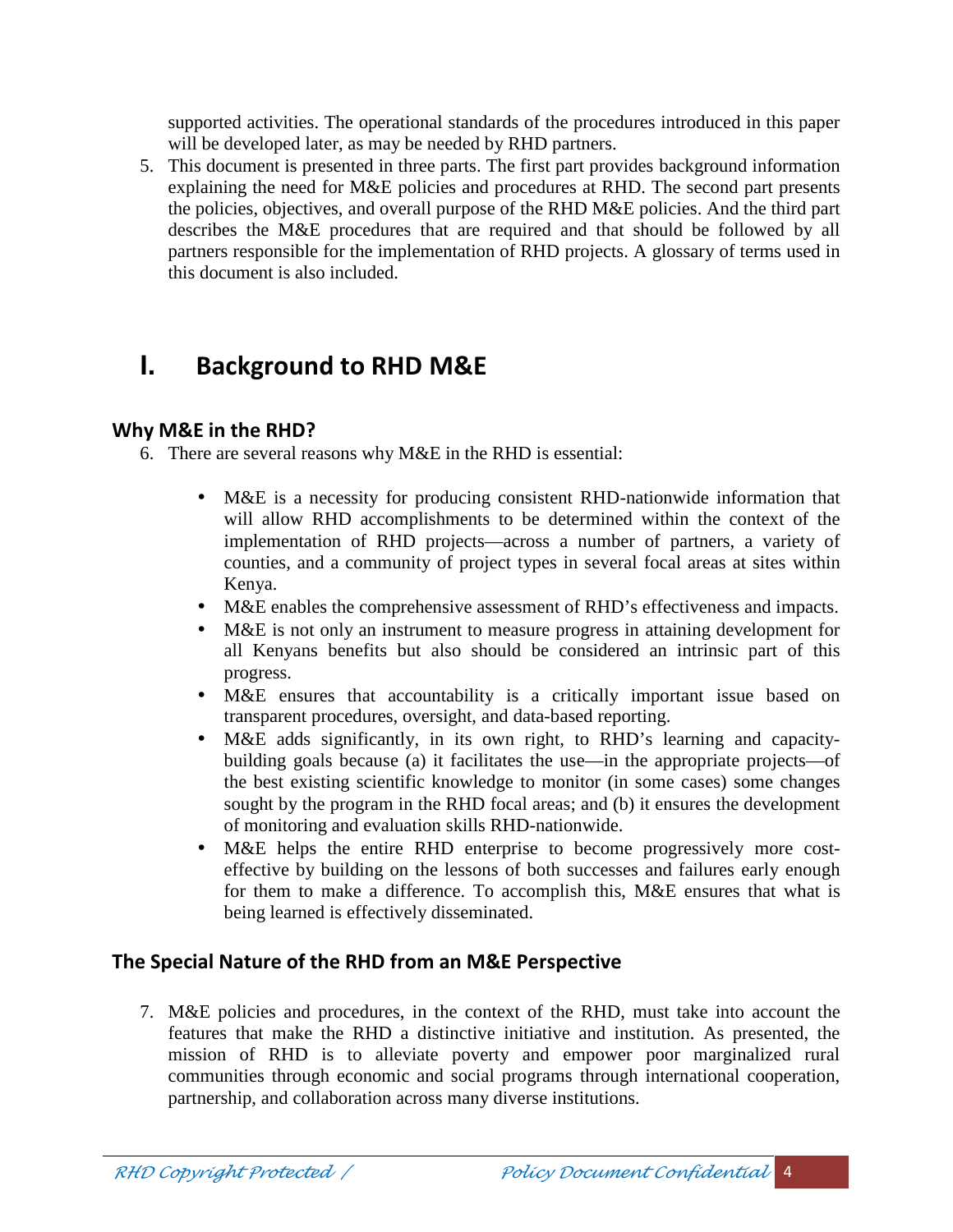supported activities. The operational standards of the procedures introduced in this paper will be developed later, as may be needed by RHD partners.

5. This document is presented in three parts. The first part provides background information explaining the need for M&E policies and procedures at RHD. The second part presents the policies, objectives, and overall purpose of the RHD M&E policies. And the third part describes the M&E procedures that are required and that should be followed by all partners responsible for the implementation of RHD projects. A glossary of terms used in this document is also included.

# I. Background to RHD M&E

## Why M&E in the RHD?

6. There are several reasons why M&E in the RHD is essential:

   - M&E is a necessity for producing consistent RHD-nationwide information that will allow RHD accomplishments to be determined within the context of the implementation of RHD projects—across a number of partners, a variety of counties, and a community of project types in several focal areas at sites within Kenya.
   - M&E enables the comprehensive assessment of RHD's effectiveness and impacts.
   - M&E is not only an instrument to measure progress in attaining development for all Kenyans benefits but also should be considered an intrinsic part of this progress.
   - M&E ensures that accountability is a critically important issue based on transparent procedures, oversight, and data-based reporting.
   - M&E adds significantly, in its own right, to RHD's learning and capacity-building goals because (a) it facilitates the use—in the appropriate projects—of the best existing scientific knowledge to monitor (in some cases) some changes sought by the program in the RHD focal areas; and (b) it ensures the development of monitoring and evaluation skills RHD-nationwide.
   - M&E helps the entire RHD enterprise to become progressively more cost-effective by building on the lessons of both successes and failures early enough for them to make a difference. To accomplish this, M&E ensures that what is being learned is effectively disseminated.

## The Special Nature of the RHD from an M&E Perspective

7. M&E policies and procedures, in the context of the RHD, must take into account the features that make the RHD a distinctive initiative and institution. As presented, the mission of RHD is to alleviate poverty and empower poor marginalized rural communities through economic and social programs through international cooperation, partnership, and collaboration across many diverse institutions.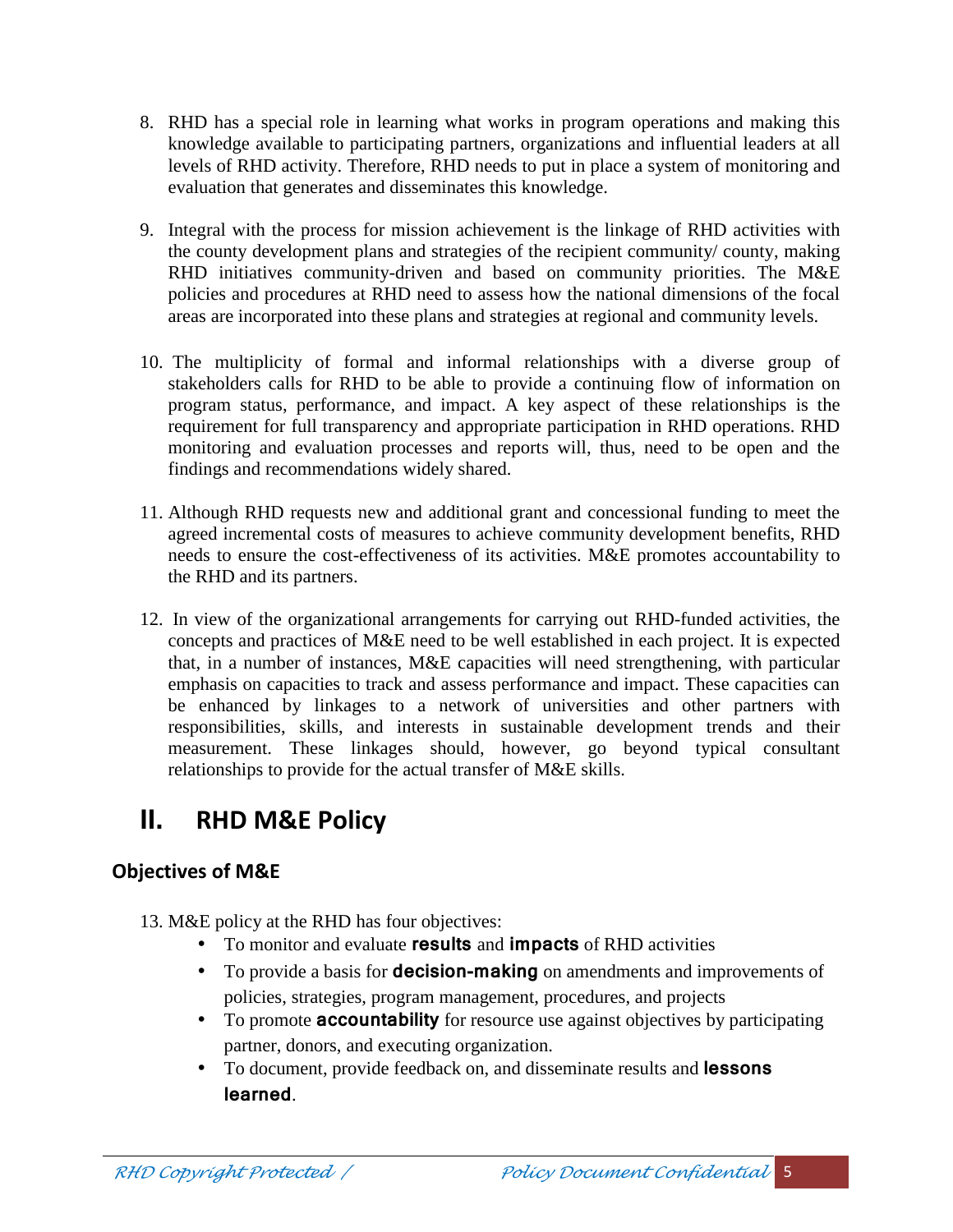8. RHD has a special role in learning what works in program operations and making this knowledge available to participating partners, organizations and influential leaders at all levels of RHD activity. Therefore, RHD needs to put in place a system of monitoring and evaluation that generates and disseminates this knowledge.

9. Integral with the process for mission achievement is the linkage of RHD activities with the county development plans and strategies of the recipient community/ county, making RHD initiatives community-driven and based on community priorities. The M&E policies and procedures at RHD need to assess how the national dimensions of the focal areas are incorporated into these plans and strategies at regional and community levels.

10. The multiplicity of formal and informal relationships with a diverse group of stakeholders calls for RHD to be able to provide a continuing flow of information on program status, performance, and impact. A key aspect of these relationships is the requirement for full transparency and appropriate participation in RHD operations. RHD monitoring and evaluation processes and reports will, thus, need to be open and the findings and recommendations widely shared.

11. Although RHD requests new and additional grant and concessional funding to meet the agreed incremental costs of measures to achieve community development benefits, RHD needs to ensure the cost-effectiveness of its activities. M&E promotes accountability to the RHD and its partners.

12. In view of the organizational arrangements for carrying out RHD-funded activities, the concepts and practices of M&E need to be well established in each project. It is expected that, in a number of instances, M&E capacities will need strengthening, with particular emphasis on capacities to track and assess performance and impact. These capacities can be enhanced by linkages to a network of universities and other partners with responsibilities, skills, and interests in sustainable development trends and their measurement. These linkages should, however, go beyond typical consultant relationships to provide for the actual transfer of M&E skills.

# II. RHD M&E Policy

## Objectives of M&E

13. M&E policy at the RHD has four objectives:
    - To monitor and evaluate **results** and **impacts** of RHD activities
    - To provide a basis for **decision-making** on amendments and improvements of policies, strategies, program management, procedures, and projects
    - To promote **accountability** for resource use against objectives by participating partner, donors, and executing organization.
    - To document, provide feedback on, and disseminate results and **lessons learned**.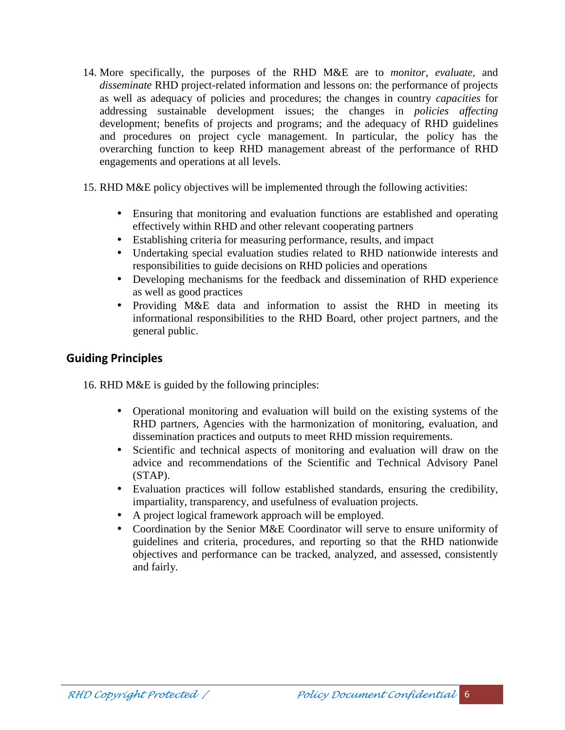14. More specifically, the purposes of the RHD M&E are to *monitor, evaluate,* and *disseminate* RHD project-related information and lessons on: the performance of projects as well as adequacy of policies and procedures; the changes in country *capacities* for addressing sustainable development issues; the changes in *policies affecting* development; benefits of projects and programs; and the adequacy of RHD guidelines and procedures on project cycle management. In particular, the policy has the overarching function to keep RHD management abreast of the performance of RHD engagements and operations at all levels.

15. RHD M&E policy objectives will be implemented through the following activities:

    - Ensuring that monitoring and evaluation functions are established and operating effectively within RHD and other relevant cooperating partners
    - Establishing criteria for measuring performance, results, and impact
    - Undertaking special evaluation studies related to RHD nationwide interests and responsibilities to guide decisions on RHD policies and operations
    - Developing mechanisms for the feedback and dissemination of RHD experience as well as good practices
    - Providing M&E data and information to assist the RHD in meeting its informational responsibilities to the RHD Board, other project partners, and the general public.

## Guiding Principles

16. RHD M&E is guided by the following principles:

    - Operational monitoring and evaluation will build on the existing systems of the RHD partners, Agencies with the harmonization of monitoring, evaluation, and dissemination practices and outputs to meet RHD mission requirements.
    - Scientific and technical aspects of monitoring and evaluation will draw on the advice and recommendations of the Scientific and Technical Advisory Panel (STAP).
    - Evaluation practices will follow established standards, ensuring the credibility, impartiality, transparency, and usefulness of evaluation projects.
    - A project logical framework approach will be employed.
    - Coordination by the Senior M&E Coordinator will serve to ensure uniformity of guidelines and criteria, procedures, and reporting so that the RHD nationwide objectives and performance can be tracked, analyzed, and assessed, consistently and fairly.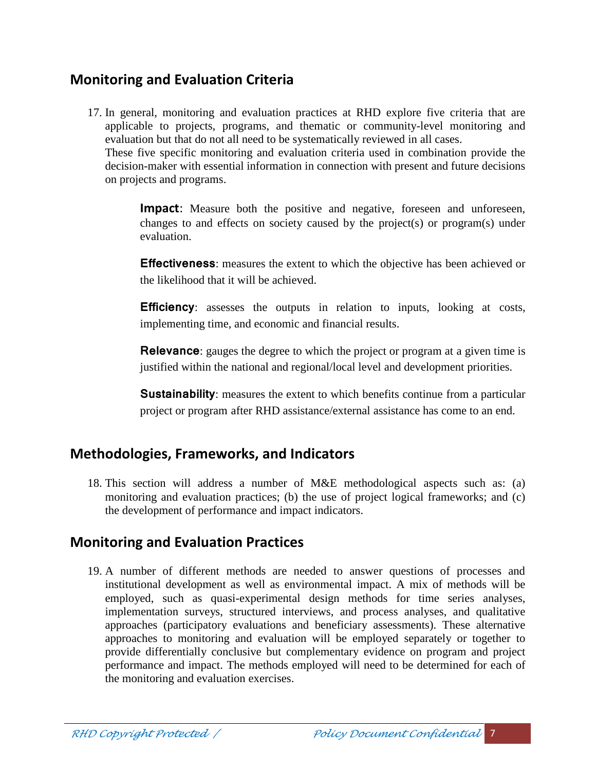## Monitoring and Evaluation Criteria

17. In general, monitoring and evaluation practices at RHD explore five criteria that are applicable to projects, programs, and thematic or community-level monitoring and evaluation but that do not all need to be systematically reviewed in all cases.
These five specific monitoring and evaluation criteria used in combination provide the decision-maker with essential information in connection with present and future decisions on projects and programs.

    **Impact**: Measure both the positive and negative, foreseen and unforeseen, changes to and effects on society caused by the project(s) or program(s) under evaluation.

    **Effectiveness**: measures the extent to which the objective has been achieved or the likelihood that it will be achieved.

    **Efficiency**: assesses the outputs in relation to inputs, looking at costs, implementing time, and economic and financial results.

    **Relevance**: gauges the degree to which the project or program at a given time is justified within the national and regional/local level and development priorities.

    **Sustainability**: measures the extent to which benefits continue from a particular project or program after RHD assistance/external assistance has come to an end.

## Methodologies, Frameworks, and Indicators

18. This section will address a number of M&E methodological aspects such as: (a) monitoring and evaluation practices; (b) the use of project logical frameworks; and (c) the development of performance and impact indicators.

## Monitoring and Evaluation Practices

19. A number of different methods are needed to answer questions of processes and institutional development as well as environmental impact. A mix of methods will be employed, such as quasi-experimental design methods for time series analyses, implementation surveys, structured interviews, and process analyses, and qualitative approaches (participatory evaluations and beneficiary assessments). These alternative approaches to monitoring and evaluation will be employed separately or together to provide differentially conclusive but complementary evidence on program and project performance and impact. The methods employed will need to be determined for each of the monitoring and evaluation exercises.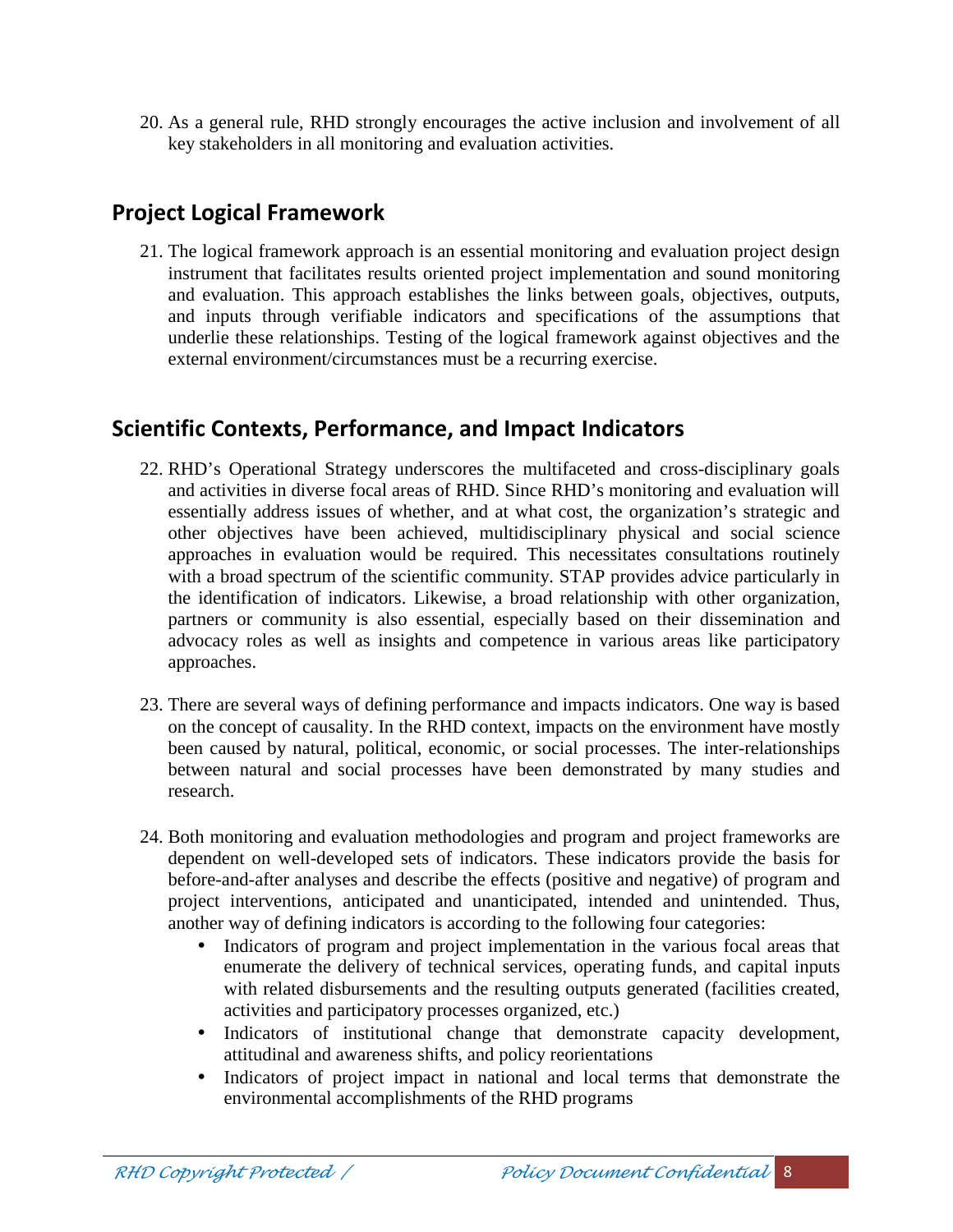20. As a general rule, RHD strongly encourages the active inclusion and involvement of all key stakeholders in all monitoring and evaluation activities.

## Project Logical Framework

21. The logical framework approach is an essential monitoring and evaluation project design instrument that facilitates results oriented project implementation and sound monitoring and evaluation. This approach establishes the links between goals, objectives, outputs, and inputs through verifiable indicators and specifications of the assumptions that underlie these relationships. Testing of the logical framework against objectives and the external environment/circumstances must be a recurring exercise.

## Scientific Contexts, Performance, and Impact Indicators

22. RHD's Operational Strategy underscores the multifaceted and cross-disciplinary goals and activities in diverse focal areas of RHD. Since RHD's monitoring and evaluation will essentially address issues of whether, and at what cost, the organization's strategic and other objectives have been achieved, multidisciplinary physical and social science approaches in evaluation would be required. This necessitates consultations routinely with a broad spectrum of the scientific community. STAP provides advice particularly in the identification of indicators. Likewise, a broad relationship with other organization, partners or community is also essential, especially based on their dissemination and advocacy roles as well as insights and competence in various areas like participatory approaches.

23. There are several ways of defining performance and impacts indicators. One way is based on the concept of causality. In the RHD context, impacts on the environment have mostly been caused by natural, political, economic, or social processes. The inter-relationships between natural and social processes have been demonstrated by many studies and research.

24. Both monitoring and evaluation methodologies and program and project frameworks are dependent on well-developed sets of indicators. These indicators provide the basis for before-and-after analyses and describe the effects (positive and negative) of program and project interventions, anticipated and unanticipated, intended and unintended. Thus, another way of defining indicators is according to the following four categories:
    - Indicators of program and project implementation in the various focal areas that enumerate the delivery of technical services, operating funds, and capital inputs with related disbursements and the resulting outputs generated (facilities created, activities and participatory processes organized, etc.)
    - Indicators of institutional change that demonstrate capacity development, attitudinal and awareness shifts, and policy reorientations
    - Indicators of project impact in national and local terms that demonstrate the environmental accomplishments of the RHD programs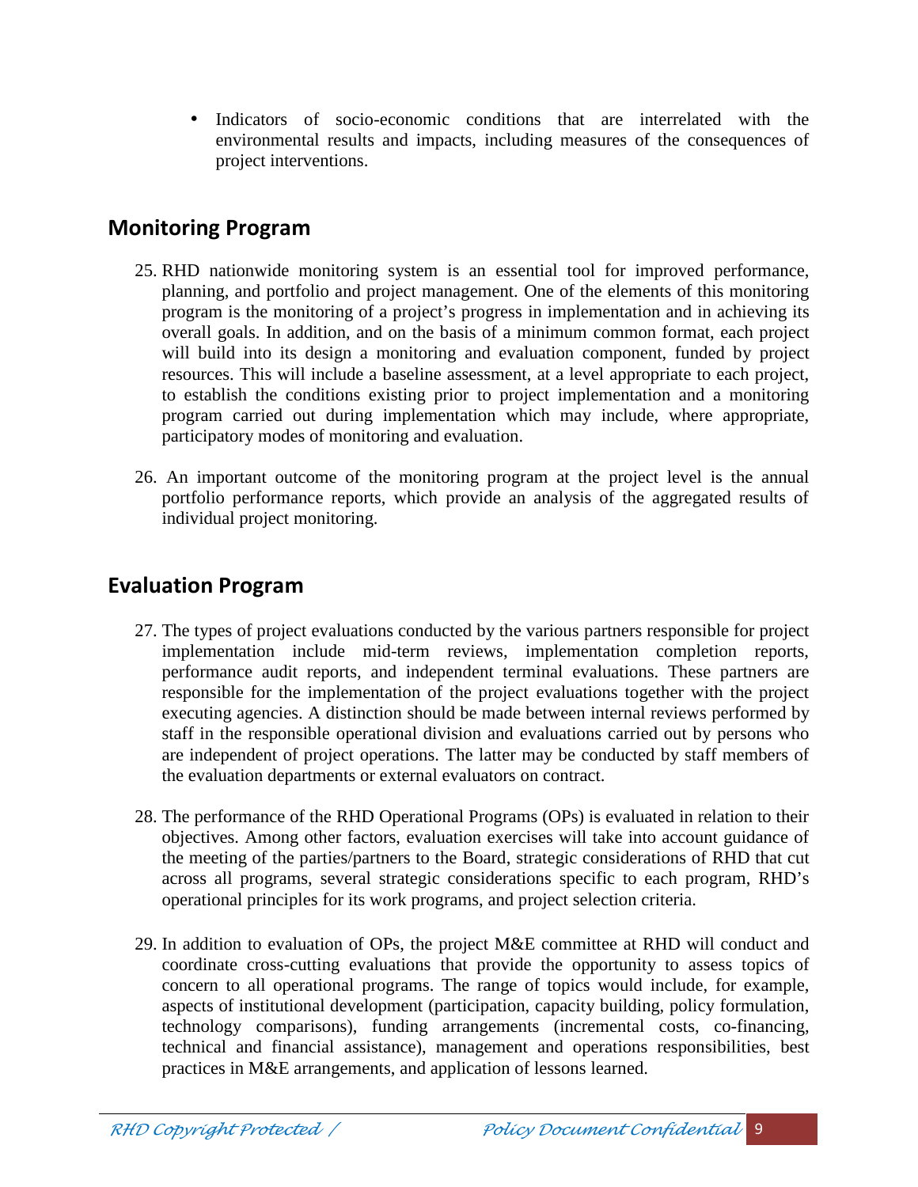- Indicators of socio-economic conditions that are interrelated with the environmental results and impacts, including measures of the consequences of project interventions.

## Monitoring Program

25. RHD nationwide monitoring system is an essential tool for improved performance, planning, and portfolio and project management. One of the elements of this monitoring program is the monitoring of a project's progress in implementation and in achieving its overall goals. In addition, and on the basis of a minimum common format, each project will build into its design a monitoring and evaluation component, funded by project resources. This will include a baseline assessment, at a level appropriate to each project, to establish the conditions existing prior to project implementation and a monitoring program carried out during implementation which may include, where appropriate, participatory modes of monitoring and evaluation.

26. An important outcome of the monitoring program at the project level is the annual portfolio performance reports, which provide an analysis of the aggregated results of individual project monitoring.

## Evaluation Program

27. The types of project evaluations conducted by the various partners responsible for project implementation include mid-term reviews, implementation completion reports, performance audit reports, and independent terminal evaluations. These partners are responsible for the implementation of the project evaluations together with the project executing agencies. A distinction should be made between internal reviews performed by staff in the responsible operational division and evaluations carried out by persons who are independent of project operations. The latter may be conducted by staff members of the evaluation departments or external evaluators on contract.

28. The performance of the RHD Operational Programs (OPs) is evaluated in relation to their objectives. Among other factors, evaluation exercises will take into account guidance of the meeting of the parties/partners to the Board, strategic considerations of RHD that cut across all programs, several strategic considerations specific to each program, RHD's operational principles for its work programs, and project selection criteria.

29. In addition to evaluation of OPs, the project M&E committee at RHD will conduct and coordinate cross-cutting evaluations that provide the opportunity to assess topics of concern to all operational programs. The range of topics would include, for example, aspects of institutional development (participation, capacity building, policy formulation, technology comparisons), funding arrangements (incremental costs, co-financing, technical and financial assistance), management and operations responsibilities, best practices in M&E arrangements, and application of lessons learned.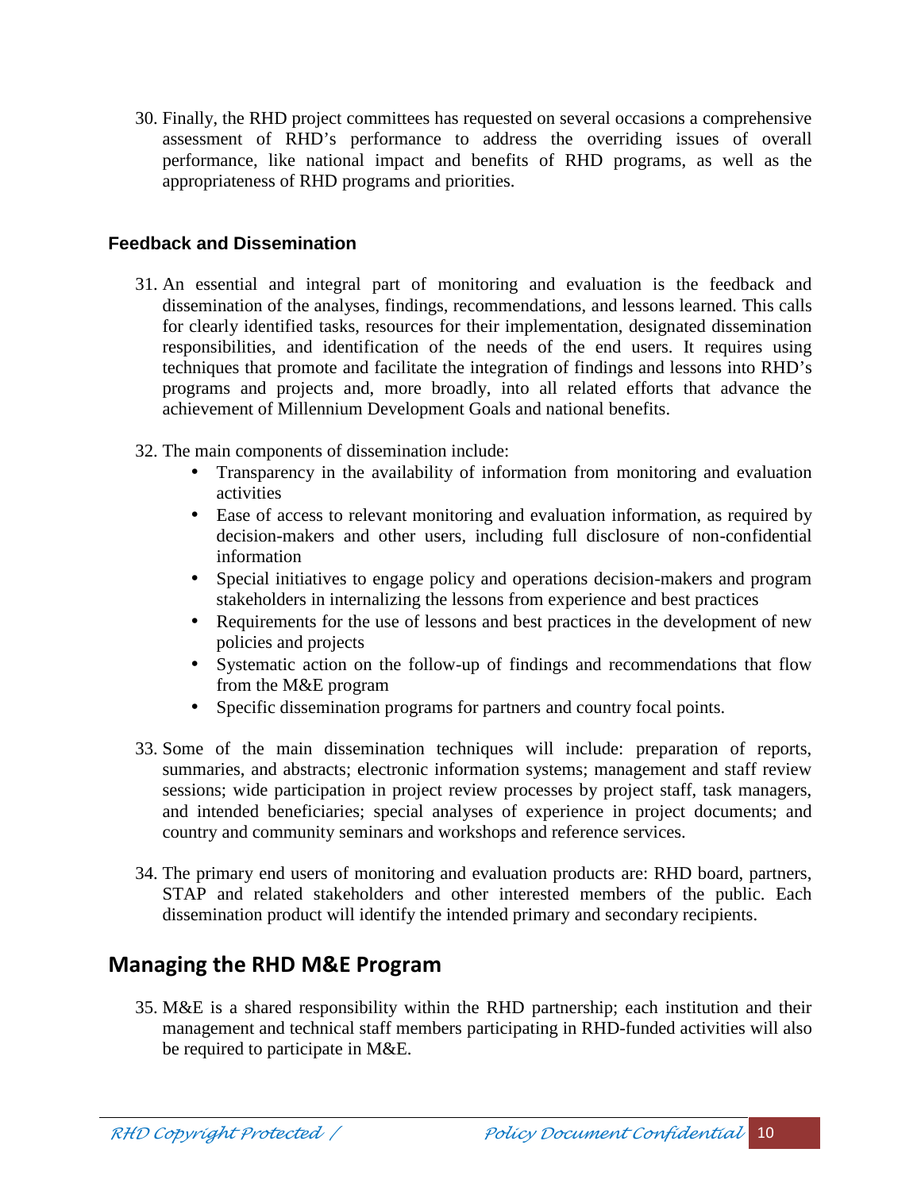30. Finally, the RHD project committees has requested on several occasions a comprehensive assessment of RHD's performance to address the overriding issues of overall performance, like national impact and benefits of RHD programs, as well as the appropriateness of RHD programs and priorities.

### Feedback and Dissemination

31. An essential and integral part of monitoring and evaluation is the feedback and dissemination of the analyses, findings, recommendations, and lessons learned. This calls for clearly identified tasks, resources for their implementation, designated dissemination responsibilities, and identification of the needs of the end users. It requires using techniques that promote and facilitate the integration of findings and lessons into RHD's programs and projects and, more broadly, into all related efforts that advance the achievement of Millennium Development Goals and national benefits.

32. The main components of dissemination include:
    - Transparency in the availability of information from monitoring and evaluation activities
    - Ease of access to relevant monitoring and evaluation information, as required by decision-makers and other users, including full disclosure of non-confidential information
    - Special initiatives to engage policy and operations decision-makers and program stakeholders in internalizing the lessons from experience and best practices
    - Requirements for the use of lessons and best practices in the development of new policies and projects
    - Systematic action on the follow-up of findings and recommendations that flow from the M&E program
    - Specific dissemination programs for partners and country focal points.

33. Some of the main dissemination techniques will include: preparation of reports, summaries, and abstracts; electronic information systems; management and staff review sessions; wide participation in project review processes by project staff, task managers, and intended beneficiaries; special analyses of experience in project documents; and country and community seminars and workshops and reference services.

34. The primary end users of monitoring and evaluation products are: RHD board, partners, STAP and related stakeholders and other interested members of the public. Each dissemination product will identify the intended primary and secondary recipients.

## Managing the RHD M&E Program

35. M&E is a shared responsibility within the RHD partnership; each institution and their management and technical staff members participating in RHD-funded activities will also be required to participate in M&E.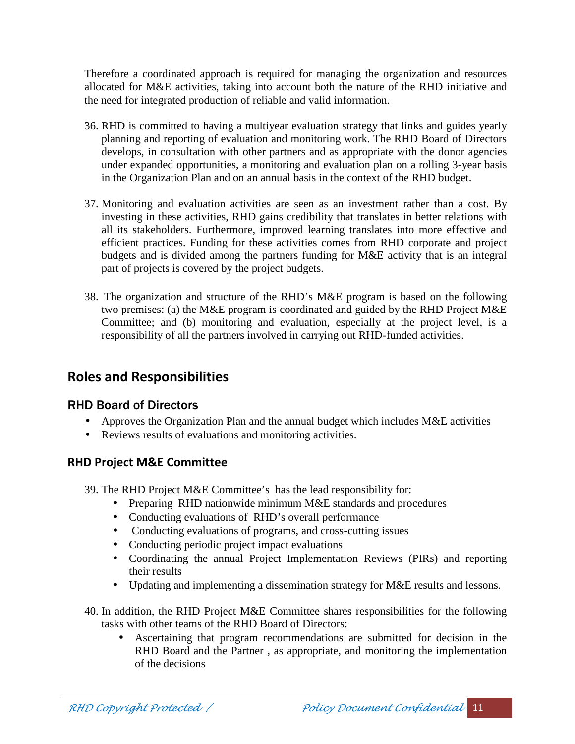Therefore a coordinated approach is required for managing the organization and resources allocated for M&E activities, taking into account both the nature of the RHD initiative and the need for integrated production of reliable and valid information.

36. RHD is committed to having a multiyear evaluation strategy that links and guides yearly planning and reporting of evaluation and monitoring work. The RHD Board of Directors develops, in consultation with other partners and as appropriate with the donor agencies under expanded opportunities, a monitoring and evaluation plan on a rolling 3-year basis in the Organization Plan and on an annual basis in the context of the RHD budget.

37. Monitoring and evaluation activities are seen as an investment rather than a cost. By investing in these activities, RHD gains credibility that translates in better relations with all its stakeholders. Furthermore, improved learning translates into more effective and efficient practices. Funding for these activities comes from RHD corporate and project budgets and is divided among the partners funding for M&E activity that is an integral part of projects is covered by the project budgets.

38. The organization and structure of the RHD's M&E program is based on the following two premises: (a) the M&E program is coordinated and guided by the RHD Project M&E Committee; and (b) monitoring and evaluation, especially at the project level, is a responsibility of all the partners involved in carrying out RHD-funded activities.

## Roles and Responsibilities

### RHD Board of Directors

- Approves the Organization Plan and the annual budget which includes M&E activities
- Reviews results of evaluations and monitoring activities.

### RHD Project M&E Committee

39. The RHD Project M&E Committee's has the lead responsibility for:
    - Preparing RHD nationwide minimum M&E standards and procedures
    - Conducting evaluations of RHD's overall performance
    - Conducting evaluations of programs, and cross-cutting issues
    - Conducting periodic project impact evaluations
    - Coordinating the annual Project Implementation Reviews (PIRs) and reporting their results
    - Updating and implementing a dissemination strategy for M&E results and lessons.

40. In addition, the RHD Project M&E Committee shares responsibilities for the following tasks with other teams of the RHD Board of Directors:
    - Ascertaining that program recommendations are submitted for decision in the RHD Board and the Partner , as appropriate, and monitoring the implementation of the decisions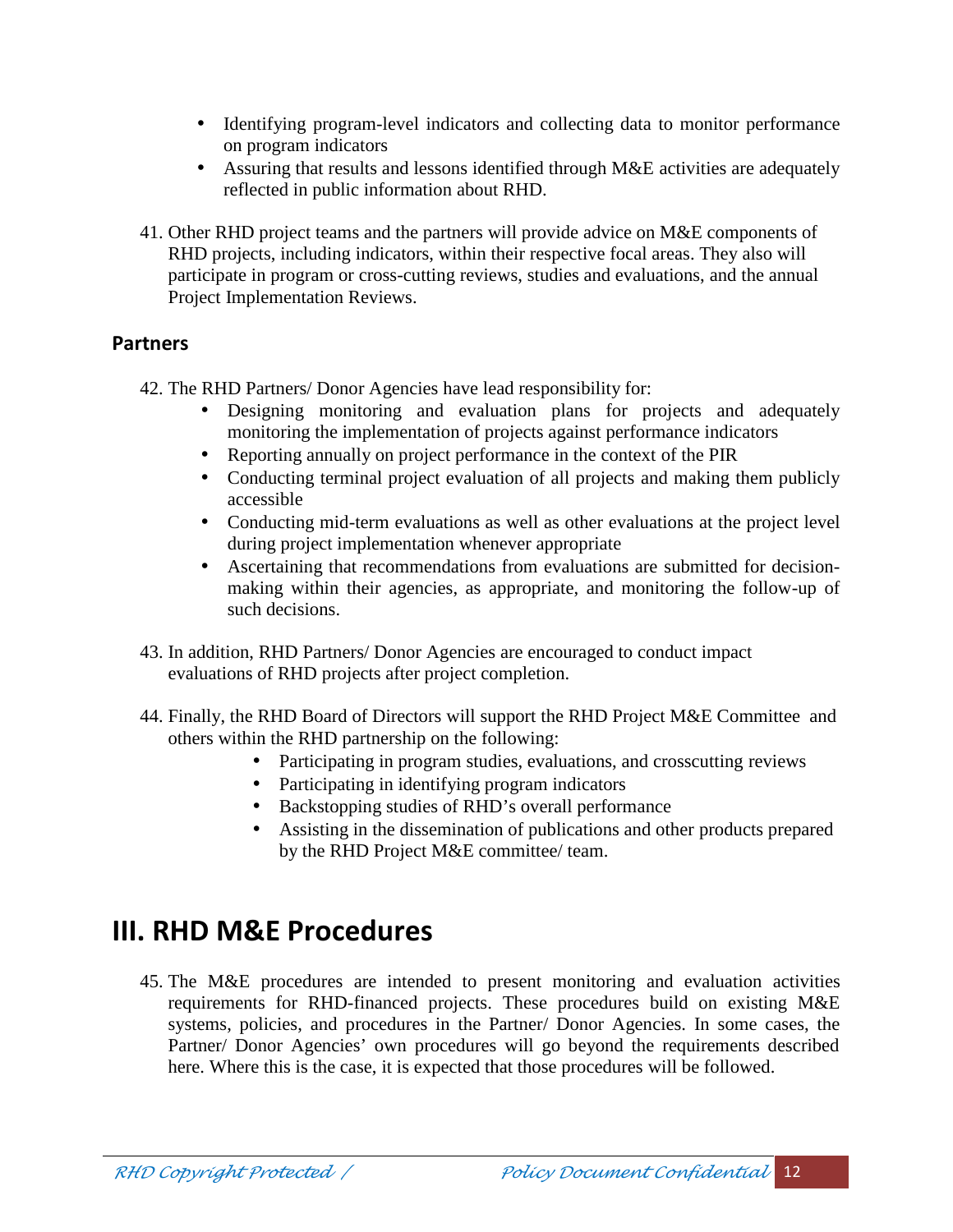- Identifying program-level indicators and collecting data to monitor performance on program indicators
- Assuring that results and lessons identified through M&E activities are adequately reflected in public information about RHD.

41. Other RHD project teams and the partners will provide advice on M&E components of RHD projects, including indicators, within their respective focal areas. They also will participate in program or cross-cutting reviews, studies and evaluations, and the annual Project Implementation Reviews.

### Partners

42. The RHD Partners/ Donor Agencies have lead responsibility for:
    - Designing monitoring and evaluation plans for projects and adequately monitoring the implementation of projects against performance indicators
    - Reporting annually on project performance in the context of the PIR
    - Conducting terminal project evaluation of all projects and making them publicly accessible
    - Conducting mid-term evaluations as well as other evaluations at the project level during project implementation whenever appropriate
    - Ascertaining that recommendations from evaluations are submitted for decision-making within their agencies, as appropriate, and monitoring the follow-up of such decisions.

43. In addition, RHD Partners/ Donor Agencies are encouraged to conduct impact evaluations of RHD projects after project completion.

44. Finally, the RHD Board of Directors will support the RHD Project M&E Committee and others within the RHD partnership on the following:
    - Participating in program studies, evaluations, and crosscutting reviews
    - Participating in identifying program indicators
    - Backstopping studies of RHD's overall performance
    - Assisting in the dissemination of publications and other products prepared by the RHD Project M&E committee/ team.

## III. RHD M&E Procedures

45. The M&E procedures are intended to present monitoring and evaluation activities requirements for RHD-financed projects. These procedures build on existing M&E systems, policies, and procedures in the Partner/ Donor Agencies. In some cases, the Partner/ Donor Agencies' own procedures will go beyond the requirements described here. Where this is the case, it is expected that those procedures will be followed.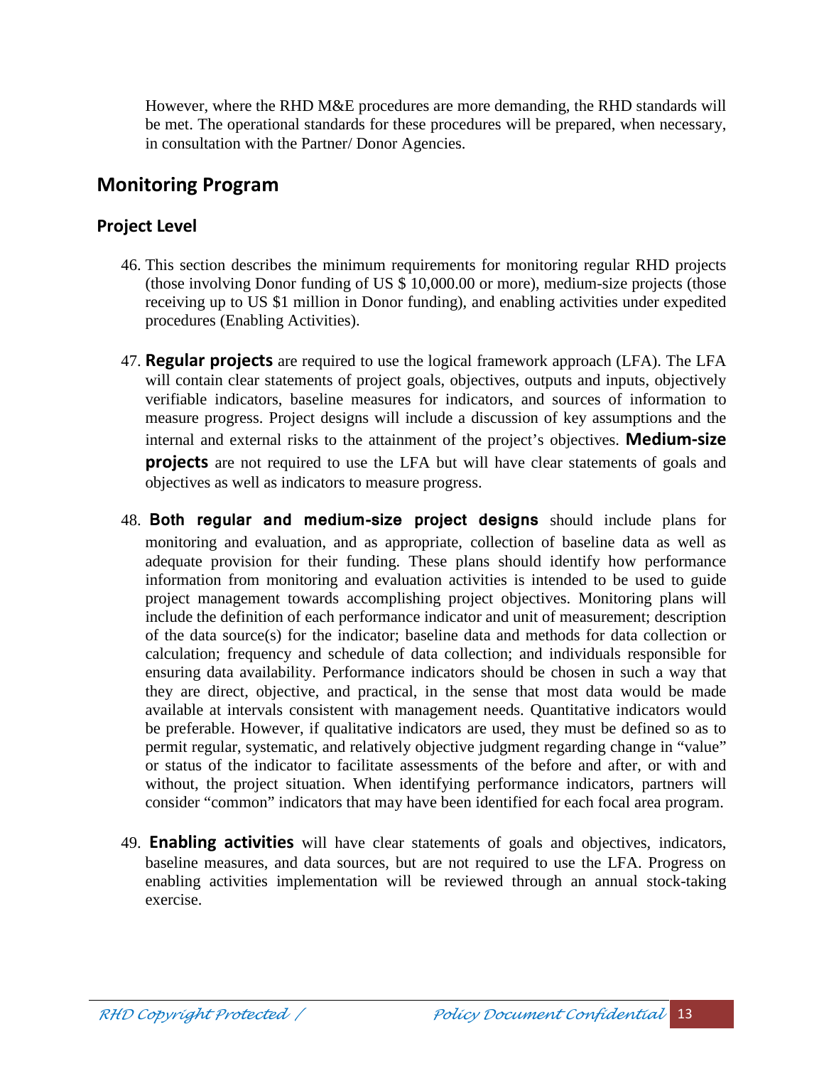However, where the RHD M&E procedures are more demanding, the RHD standards will be met. The operational standards for these procedures will be prepared, when necessary, in consultation with the Partner/ Donor Agencies.

## Monitoring Program

### Project Level

46. This section describes the minimum requirements for monitoring regular RHD projects (those involving Donor funding of US $ 10,000.00 or more), medium-size projects (those receiving up to US $1 million in Donor funding), and enabling activities under expedited procedures (Enabling Activities).

47. **Regular projects** are required to use the logical framework approach (LFA). The LFA will contain clear statements of project goals, objectives, outputs and inputs, objectively verifiable indicators, baseline measures for indicators, and sources of information to measure progress. Project designs will include a discussion of key assumptions and the internal and external risks to the attainment of the project's objectives. **Medium-size projects** are not required to use the LFA but will have clear statements of goals and objectives as well as indicators to measure progress.

48. **Both regular and medium-size project designs** should include plans for monitoring and evaluation, and as appropriate, collection of baseline data as well as adequate provision for their funding. These plans should identify how performance information from monitoring and evaluation activities is intended to be used to guide project management towards accomplishing project objectives. Monitoring plans will include the definition of each performance indicator and unit of measurement; description of the data source(s) for the indicator; baseline data and methods for data collection or calculation; frequency and schedule of data collection; and individuals responsible for ensuring data availability. Performance indicators should be chosen in such a way that they are direct, objective, and practical, in the sense that most data would be made available at intervals consistent with management needs. Quantitative indicators would be preferable. However, if qualitative indicators are used, they must be defined so as to permit regular, systematic, and relatively objective judgment regarding change in "value" or status of the indicator to facilitate assessments of the before and after, or with and without, the project situation. When identifying performance indicators, partners will consider "common" indicators that may have been identified for each focal area program.

49. **Enabling activities** will have clear statements of goals and objectives, indicators, baseline measures, and data sources, but are not required to use the LFA. Progress on enabling activities implementation will be reviewed through an annual stock-taking exercise.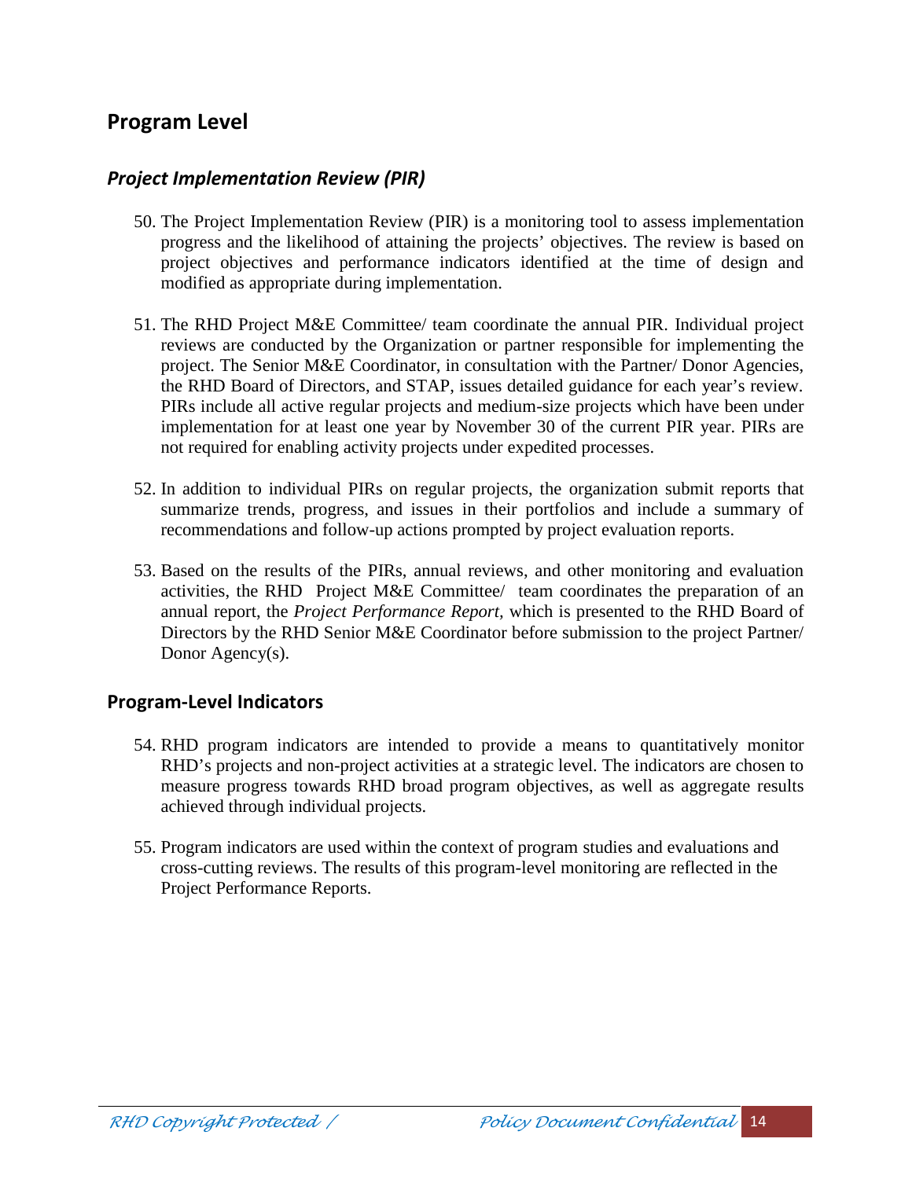## Program Level

### *Project Implementation Review (PIR)*

50. The Project Implementation Review (PIR) is a monitoring tool to assess implementation progress and the likelihood of attaining the projects' objectives. The review is based on project objectives and performance indicators identified at the time of design and modified as appropriate during implementation.

51. The RHD Project M&E Committee/ team coordinate the annual PIR. Individual project reviews are conducted by the Organization or partner responsible for implementing the project. The Senior M&E Coordinator, in consultation with the Partner/ Donor Agencies, the RHD Board of Directors, and STAP, issues detailed guidance for each year's review. PIRs include all active regular projects and medium-size projects which have been under implementation for at least one year by November 30 of the current PIR year. PIRs are not required for enabling activity projects under expedited processes.

52. In addition to individual PIRs on regular projects, the organization submit reports that summarize trends, progress, and issues in their portfolios and include a summary of recommendations and follow-up actions prompted by project evaluation reports.

53. Based on the results of the PIRs, annual reviews, and other monitoring and evaluation activities, the RHD Project M&E Committee/ team coordinates the preparation of an annual report, the *Project Performance Report,* which is presented to the RHD Board of Directors by the RHD Senior M&E Coordinator before submission to the project Partner/ Donor Agency(s).

### Program-Level Indicators

54. RHD program indicators are intended to provide a means to quantitatively monitor RHD's projects and non-project activities at a strategic level. The indicators are chosen to measure progress towards RHD broad program objectives, as well as aggregate results achieved through individual projects.

55. Program indicators are used within the context of program studies and evaluations and cross-cutting reviews. The results of this program-level monitoring are reflected in the Project Performance Reports.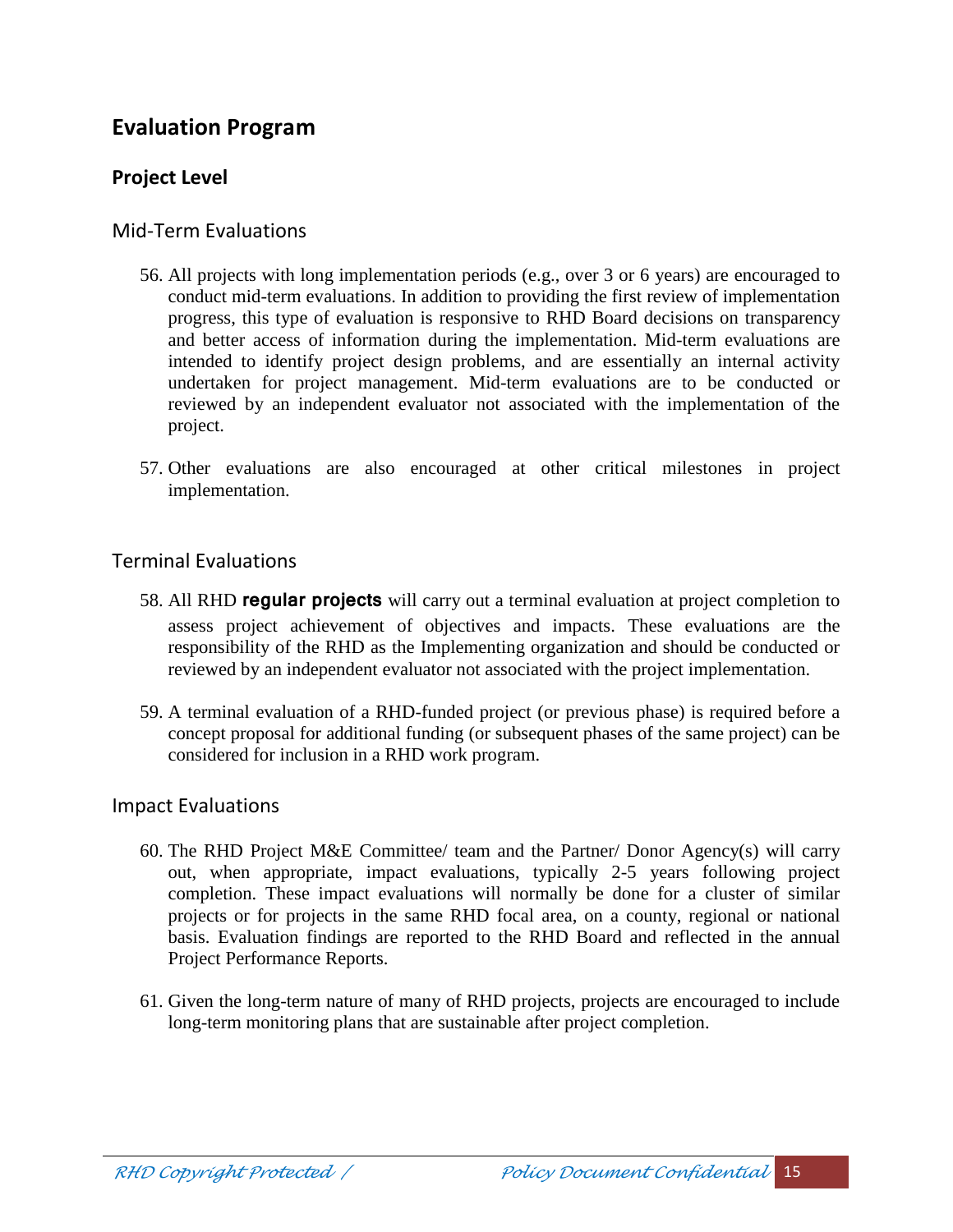# Evaluation Program

## Project Level

### Mid-Term Evaluations

56. All projects with long implementation periods (e.g., over 3 or 6 years) are encouraged to conduct mid-term evaluations. In addition to providing the first review of implementation progress, this type of evaluation is responsive to RHD Board decisions on transparency and better access of information during the implementation. Mid-term evaluations are intended to identify project design problems, and are essentially an internal activity undertaken for project management. Mid-term evaluations are to be conducted or reviewed by an independent evaluator not associated with the implementation of the project.

57. Other evaluations are also encouraged at other critical milestones in project implementation.

### Terminal Evaluations

58. All RHD **regular projects** will carry out a terminal evaluation at project completion to assess project achievement of objectives and impacts. These evaluations are the responsibility of the RHD as the Implementing organization and should be conducted or reviewed by an independent evaluator not associated with the project implementation.

59. A terminal evaluation of a RHD-funded project (or previous phase) is required before a concept proposal for additional funding (or subsequent phases of the same project) can be considered for inclusion in a RHD work program.

### Impact Evaluations

60. The RHD Project M&E Committee/ team and the Partner/ Donor Agency(s) will carry out, when appropriate, impact evaluations, typically 2-5 years following project completion. These impact evaluations will normally be done for a cluster of similar projects or for projects in the same RHD focal area, on a county, regional or national basis. Evaluation findings are reported to the RHD Board and reflected in the annual Project Performance Reports.

61. Given the long-term nature of many of RHD projects, projects are encouraged to include long-term monitoring plans that are sustainable after project completion.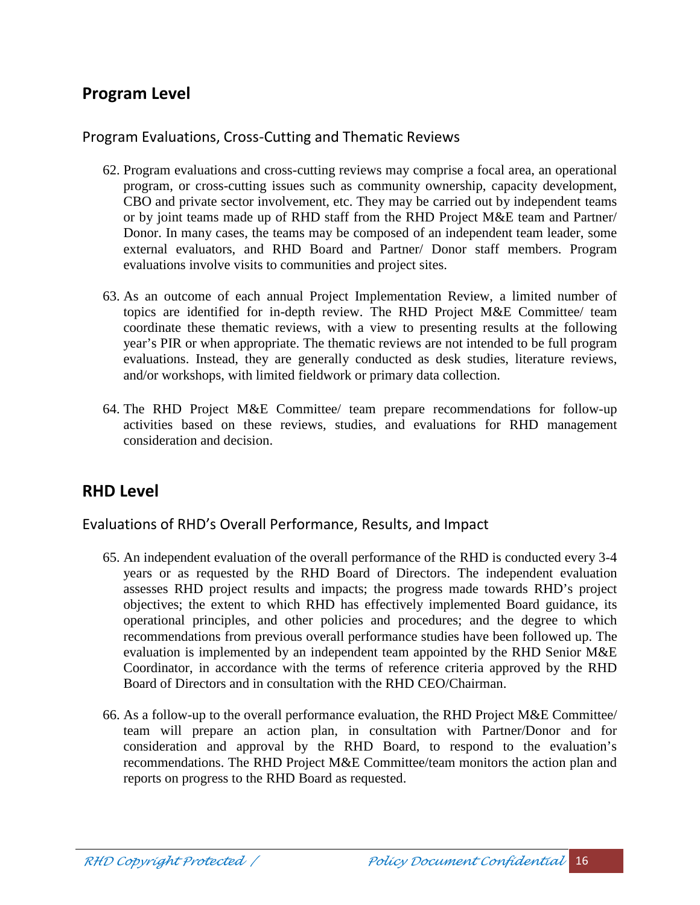## Program Level

### Program Evaluations, Cross-Cutting and Thematic Reviews

62. Program evaluations and cross-cutting reviews may comprise a focal area, an operational program, or cross-cutting issues such as community ownership, capacity development, CBO and private sector involvement, etc. They may be carried out by independent teams or by joint teams made up of RHD staff from the RHD Project M&E team and Partner/ Donor. In many cases, the teams may be composed of an independent team leader, some external evaluators, and RHD Board and Partner/ Donor staff members. Program evaluations involve visits to communities and project sites.

63. As an outcome of each annual Project Implementation Review, a limited number of topics are identified for in-depth review. The RHD Project M&E Committee/ team coordinate these thematic reviews, with a view to presenting results at the following year's PIR or when appropriate. The thematic reviews are not intended to be full program evaluations. Instead, they are generally conducted as desk studies, literature reviews, and/or workshops, with limited fieldwork or primary data collection.

64. The RHD Project M&E Committee/ team prepare recommendations for follow-up activities based on these reviews, studies, and evaluations for RHD management consideration and decision.

## RHD Level

### Evaluations of RHD's Overall Performance, Results, and Impact

65. An independent evaluation of the overall performance of the RHD is conducted every 3-4 years or as requested by the RHD Board of Directors. The independent evaluation assesses RHD project results and impacts; the progress made towards RHD's project objectives; the extent to which RHD has effectively implemented Board guidance, its operational principles, and other policies and procedures; and the degree to which recommendations from previous overall performance studies have been followed up. The evaluation is implemented by an independent team appointed by the RHD Senior M&E Coordinator, in accordance with the terms of reference criteria approved by the RHD Board of Directors and in consultation with the RHD CEO/Chairman.

66. As a follow-up to the overall performance evaluation, the RHD Project M&E Committee/ team will prepare an action plan, in consultation with Partner/Donor and for consideration and approval by the RHD Board, to respond to the evaluation's recommendations. The RHD Project M&E Committee/team monitors the action plan and reports on progress to the RHD Board as requested.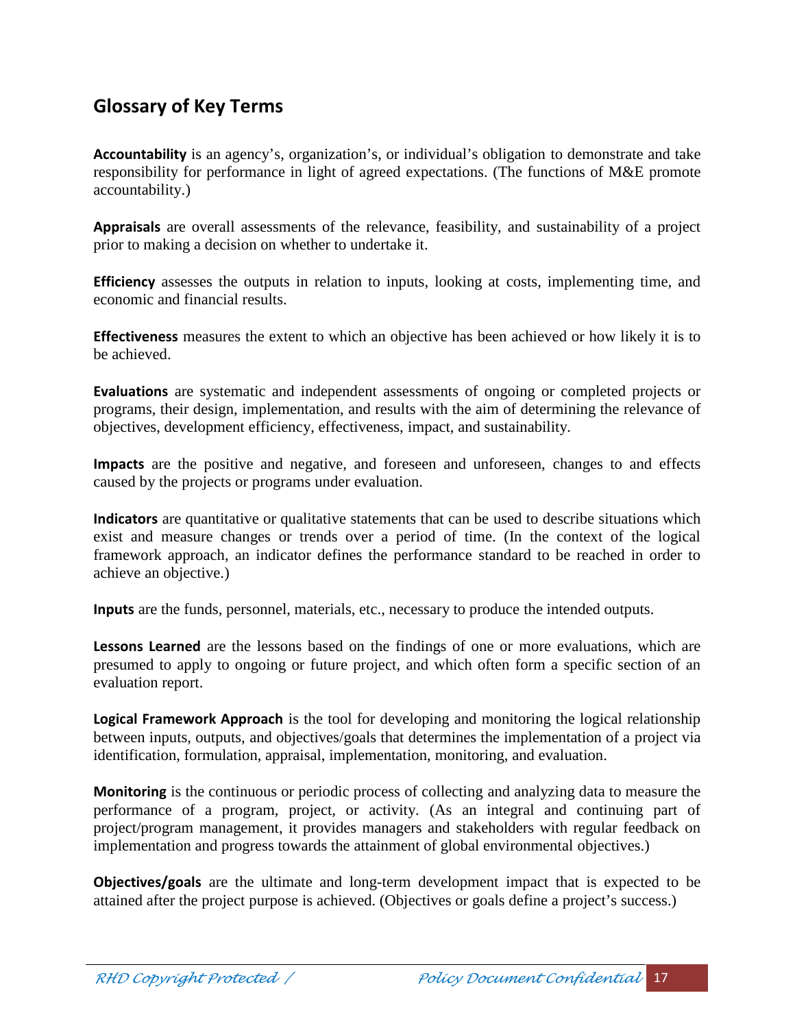## Glossary of Key Terms

**Accountability** is an agency's, organization's, or individual's obligation to demonstrate and take responsibility for performance in light of agreed expectations. (The functions of M&E promote accountability.)

**Appraisals** are overall assessments of the relevance, feasibility, and sustainability of a project prior to making a decision on whether to undertake it.

**Efficiency** assesses the outputs in relation to inputs, looking at costs, implementing time, and economic and financial results.

**Effectiveness** measures the extent to which an objective has been achieved or how likely it is to be achieved.

**Evaluations** are systematic and independent assessments of ongoing or completed projects or programs, their design, implementation, and results with the aim of determining the relevance of objectives, development efficiency, effectiveness, impact, and sustainability.

**Impacts** are the positive and negative, and foreseen and unforeseen, changes to and effects caused by the projects or programs under evaluation.

**Indicators** are quantitative or qualitative statements that can be used to describe situations which exist and measure changes or trends over a period of time. (In the context of the logical framework approach, an indicator defines the performance standard to be reached in order to achieve an objective.)

**Inputs** are the funds, personnel, materials, etc., necessary to produce the intended outputs.

**Lessons Learned** are the lessons based on the findings of one or more evaluations, which are presumed to apply to ongoing or future project, and which often form a specific section of an evaluation report.

**Logical Framework Approach** is the tool for developing and monitoring the logical relationship between inputs, outputs, and objectives/goals that determines the implementation of a project via identification, formulation, appraisal, implementation, monitoring, and evaluation.

**Monitoring** is the continuous or periodic process of collecting and analyzing data to measure the performance of a program, project, or activity. (As an integral and continuing part of project/program management, it provides managers and stakeholders with regular feedback on implementation and progress towards the attainment of global environmental objectives.)

**Objectives/goals** are the ultimate and long-term development impact that is expected to be attained after the project purpose is achieved. (Objectives or goals define a project's success.)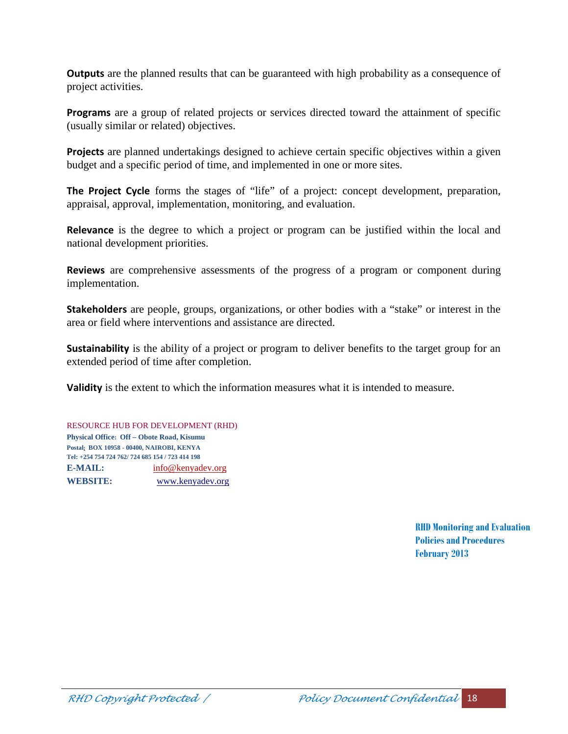**Outputs** are the planned results that can be guaranteed with high probability as a consequence of project activities.

**Programs** are a group of related projects or services directed toward the attainment of specific (usually similar or related) objectives.

**Projects** are planned undertakings designed to achieve certain specific objectives within a given budget and a specific period of time, and implemented in one or more sites.

**The Project Cycle** forms the stages of "life" of a project: concept development, preparation, appraisal, approval, implementation, monitoring, and evaluation.

**Relevance** is the degree to which a project or program can be justified within the local and national development priorities.

**Reviews** are comprehensive assessments of the progress of a program or component during implementation.

**Stakeholders** are people, groups, organizations, or other bodies with a "stake" or interest in the area or field where interventions and assistance are directed.

**Sustainability** is the ability of a project or program to deliver benefits to the target group for an extended period of time after completion.

**Validity** is the extent to which the information measures what it is intended to measure.

RESOURCE HUB FOR DEVELOPMENT (RHD)
**Physical Office: Off – Obote Road, Kisumu**
**Postal: BOX 10958 - 00400, NAIROBI, KENYA**
**Tel: +254 754 724 762/ 724 685 154 / 723 414 198**
**E-MAIL:** info@kenyadev.org
**WEBSITE:** www.kenyadev.org

**RHD Monitoring and Evaluation Policies and Procedures**
**February 2013**